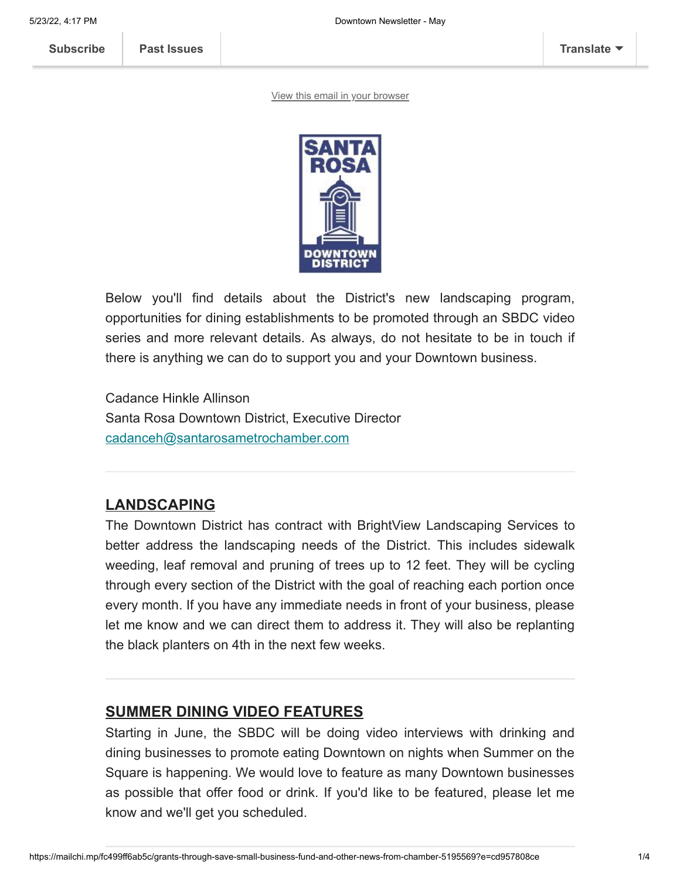Subscribe | Past Issues | Translate

View this email in your browser

Below you'll find details about the District's new landscaping program, opportunities for dining establishments to be promoted through an SBDC video series and more relevant details. As always, do not hesitate to be in touch if there is anything we can do to support you and your Downtown business.

Cadance Hinkle Allinson
Santa Rosa Downtown District, Executive Director
cadanceh@santarosametrochamber.com

## LANDSCAPING

The Downtown District has contract with BrightView Landscaping Services to better address the landscaping needs of the District. This includes sidewalk weeding, leaf removal and pruning of trees up to 12 feet. They will be cycling through every section of the District with the goal of reaching each portion once every month. If you have any immediate needs in front of your business, please let me know and we can direct them to address it. They will also be replanting the black planters on 4th in the next few weeks.

## SUMMER DINING VIDEO FEATURES

Starting in June, the SBDC will be doing video interviews with drinking and dining businesses to promote eating Downtown on nights when Summer on the Square is happening. We would love to feature as many Downtown businesses as possible that offer food or drink. If you'd like to be featured, please let me know and we'll get you scheduled.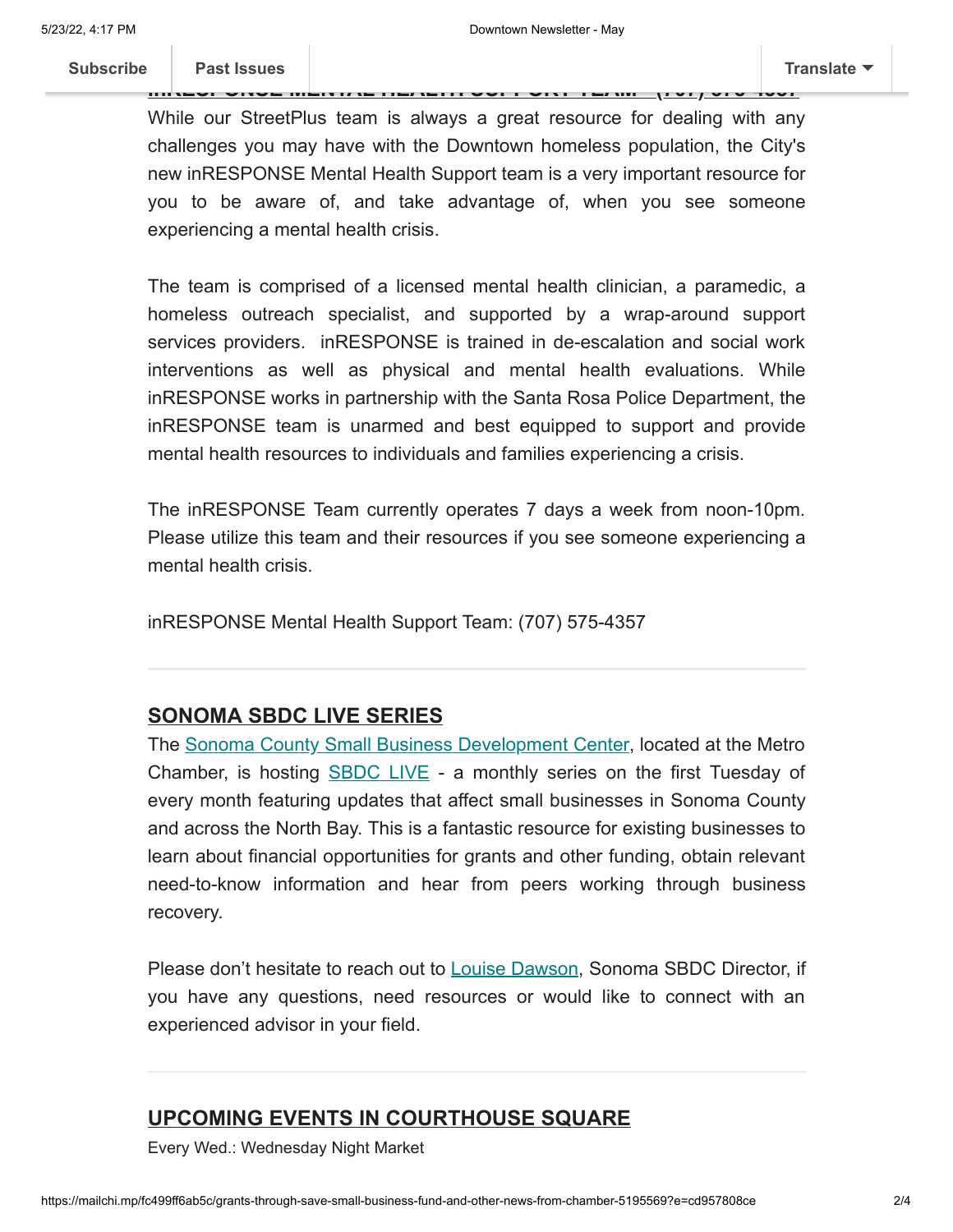## INRESPONSE MENTAL HEALTH SUPPORT TEAM - (707) 575-4357

While our StreetPlus team is always a great resource for dealing with any challenges you may have with the Downtown homeless population, the City's new inRESPONSE Mental Health Support team is a very important resource for you to be aware of, and take advantage of, when you see someone experiencing a mental health crisis.

The team is comprised of a licensed mental health clinician, a paramedic, a homeless outreach specialist, and supported by a wrap-around support services providers. inRESPONSE is trained in de-escalation and social work interventions as well as physical and mental health evaluations. While inRESPONSE works in partnership with the Santa Rosa Police Department, the inRESPONSE team is unarmed and best equipped to support and provide mental health resources to individuals and families experiencing a crisis.

The inRESPONSE Team currently operates 7 days a week from noon-10pm. Please utilize this team and their resources if you see someone experiencing a mental health crisis.

inRESPONSE Mental Health Support Team: (707) 575-4357

---

## SONOMA SBDC LIVE SERIES

The Sonoma County Small Business Development Center, located at the Metro Chamber, is hosting SBDC LIVE - a monthly series on the first Tuesday of every month featuring updates that affect small businesses in Sonoma County and across the North Bay. This is a fantastic resource for existing businesses to learn about financial opportunities for grants and other funding, obtain relevant need-to-know information and hear from peers working through business recovery.

Please don't hesitate to reach out to Louise Dawson, Sonoma SBDC Director, if you have any questions, need resources or would like to connect with an experienced advisor in your field.

---

## UPCOMING EVENTS IN COURTHOUSE SQUARE

Every Wed.: Wednesday Night Market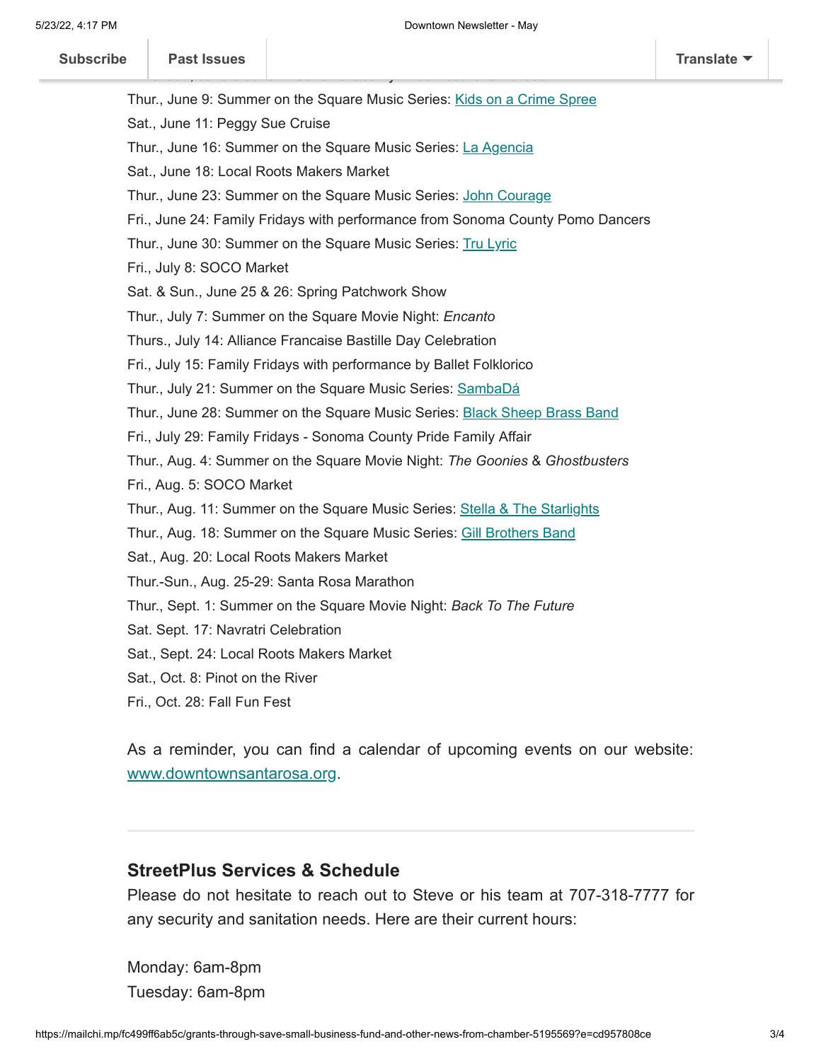Thur., June 9: Summer on the Square Music Series: [Kids on a Crime Spree]

Sat., June 11: Peggy Sue Cruise

Thur., June 16: Summer on the Square Music Series: [La Agencia]

Sat., June 18: Local Roots Makers Market

Thur., June 23: Summer on the Square Music Series: [John Courage]

Fri., June 24: Family Fridays with performance from Sonoma County Pomo Dancers

Thur., June 30: Summer on the Square Music Series: [Tru Lyric]

Fri., July 8: SOCO Market

Sat. & Sun., June 25 & 26: Spring Patchwork Show

Thur., July 7: Summer on the Square Movie Night: *Encanto*

Thurs., July 14: Alliance Francaise Bastille Day Celebration

Fri., July 15: Family Fridays with performance by Ballet Folklorico

Thur., July 21: Summer on the Square Music Series: [SambaDá]

Thur., June 28: Summer on the Square Music Series: [Black Sheep Brass Band]

Fri., July 29: Family Fridays - Sonoma County Pride Family Affair

Thur., Aug. 4: Summer on the Square Movie Night: *The Goonies* & *Ghostbusters*

Fri., Aug. 5: SOCO Market

Thur., Aug. 11: Summer on the Square Music Series: [Stella & The Starlights]

Thur., Aug. 18: Summer on the Square Music Series: [Gill Brothers Band]

Sat., Aug. 20: Local Roots Makers Market

Thur.-Sun., Aug. 25-29: Santa Rosa Marathon

Thur., Sept. 1: Summer on the Square Movie Night: *Back To The Future*

Sat. Sept. 17: Navratri Celebration

Sat., Sept. 24: Local Roots Makers Market

Sat., Oct. 8: Pinot on the River

Fri., Oct. 28: Fall Fun Fest

As a reminder, you can find a calendar of upcoming events on our website: [www.downtownsantarosa.org].

---

## StreetPlus Services & Schedule

Please do not hesitate to reach out to Steve or his team at 707-318-7777 for any security and sanitation needs. Here are their current hours:

Monday: 6am-8pm
Tuesday: 6am-8pm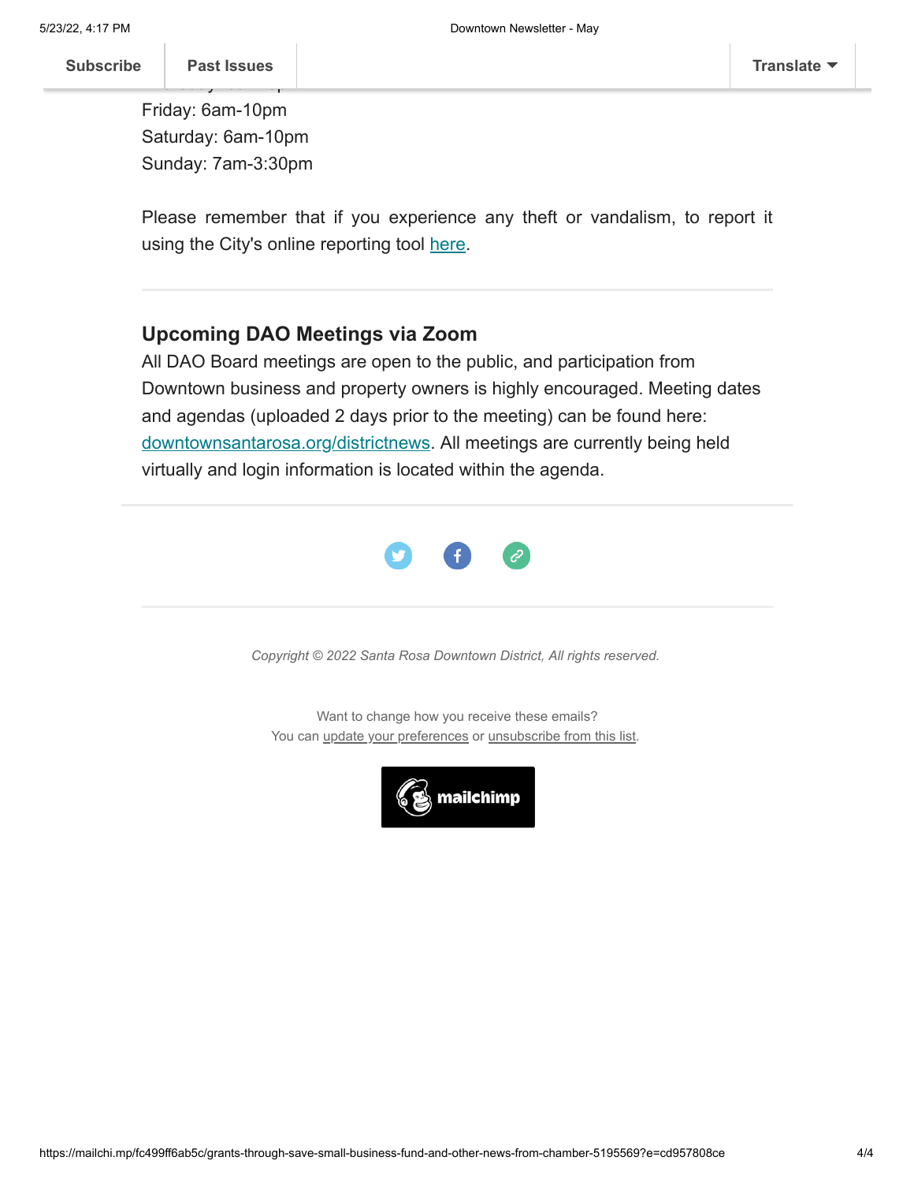Friday: 6am-10pm

Saturday: 6am-10pm

Sunday: 7am-3:30pm

Please remember that if you experience any theft or vandalism, to report it using the City's online reporting tool here.

---

### Upcoming DAO Meetings via Zoom

All DAO Board meetings are open to the public, and participation from Downtown business and property owners is highly encouraged. Meeting dates and agendas (uploaded 2 days prior to the meeting) can be found here: downtownsantarosa.org/districtnews. All meetings are currently being held virtually and login information is located within the agenda.

---

*Copyright © 2022 Santa Rosa Downtown District, All rights reserved.*

Want to change how you receive these emails?
You can update your preferences or unsubscribe from this list.

mailchimp